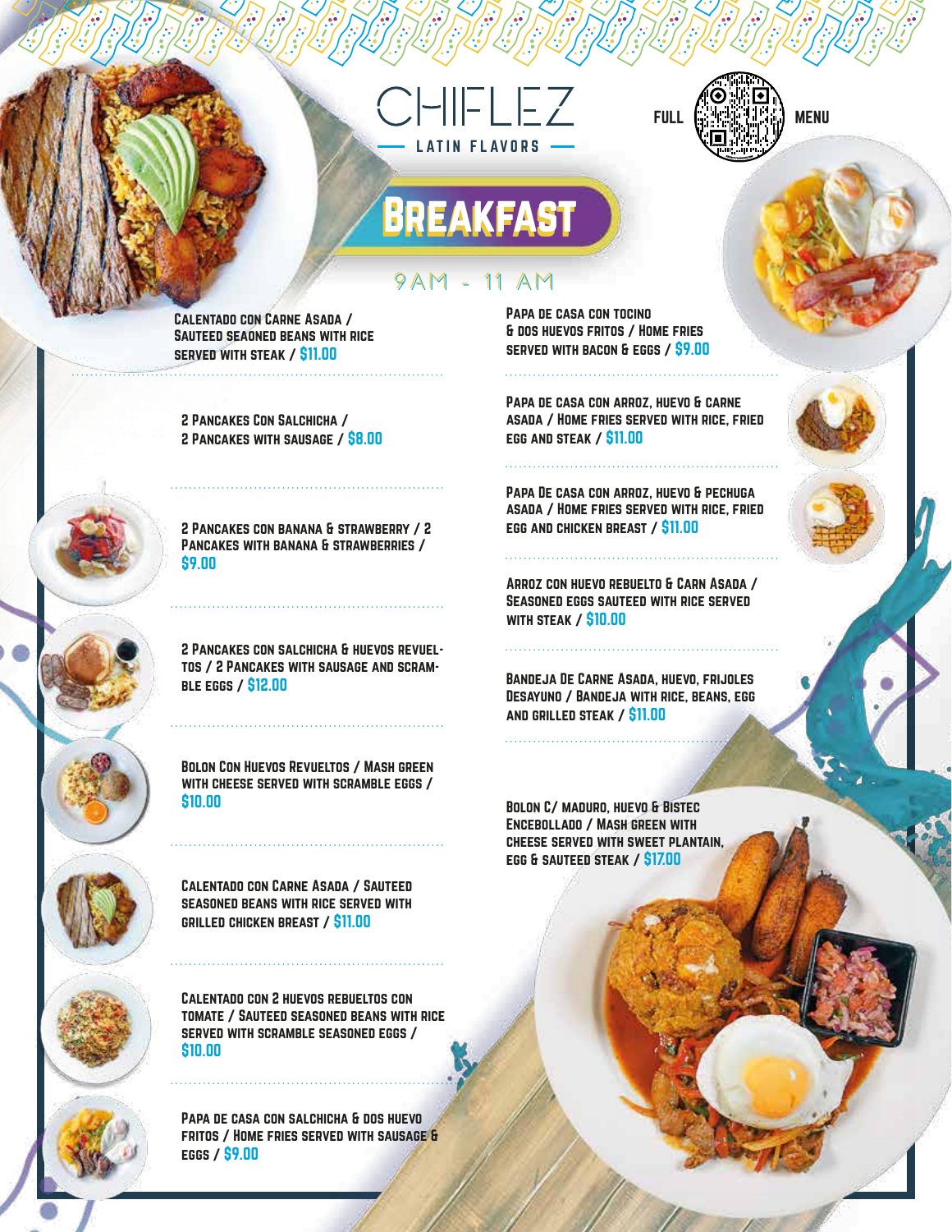# CHIFLEZ

LATIN FLAVORS

FULL MENU

## Breakfast

9AM - 11 AM

Calentado con Carne Asada / Sauteed seaoned beans with rice served with steak / $11.00

2 Pancakes Con Salchicha / 2 Pancakes with sausage / $8.00

2 Pancakes con banana & strawberry / 2 Pancakes with banana & strawberries / $9.00

2 Pancakes con salchicha & huevos revueltos / 2 Pancakes with sausage and scramble eggs / $12.00

Bolon Con Huevos Revueltos / Mash green with cheese served with scramble eggs / $10.00

Calentado con Carne Asada / Sauteed seasoned beans with rice served with grilled chicken breast / $11.00

Calentado con 2 huevos rebueltos con tomate / Sauteed seasoned beans with rice served with scramble seasoned eggs / $10.00

Papa de casa con salchicha & dos huevo fritos / Home fries served with sausage & eggs / $9.00

Papa de casa con tocino & dos huevos fritos / Home fries served with bacon & eggs / $9.00

Papa de casa con arroz, huevo & carne asada / Home fries served with rice, fried egg and steak / $11.00

Papa De casa con arroz, huevo & pechuga asada / Home fries served with rice, fried egg and chicken breast / $11.00

Arroz con huevo rebuelto & carn asada / Seasoned eggs sauteed with rice served with steak / $10.00

Bandeja De Carne Asada, huevo, frijoles Desayuno / Bandeja with rice, beans, egg and grilled steak / $11.00

Bolon C/ Maduro, Huevo & Bistec Encebollado / Mash green with cheese served with sweet plantain, egg & sauteed steak / $17.00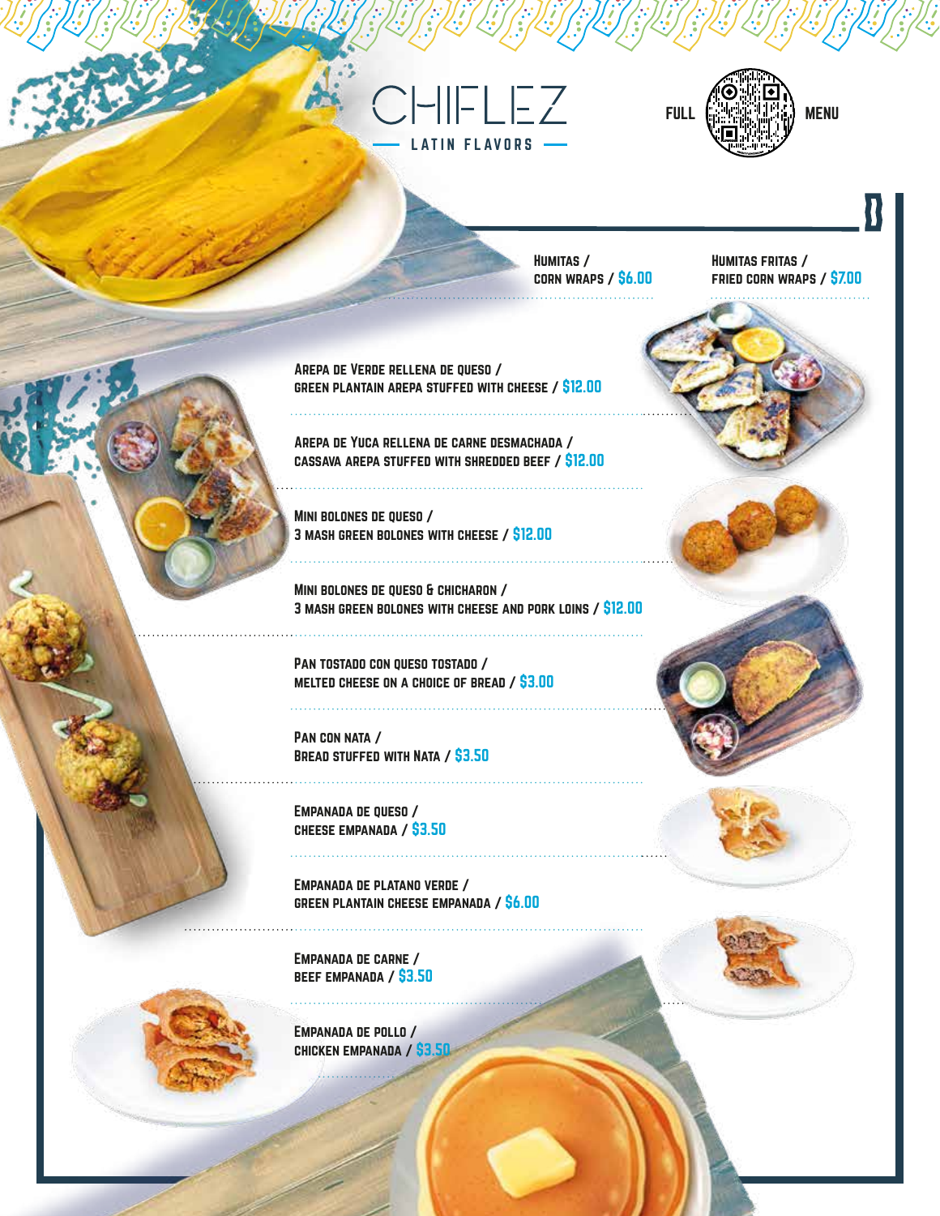# CHIFLEZ

LATIN FLAVORS

FULL MENU

Humitas / Corn Wraps / $6.00

Humitas Fritas / Fried Corn Wraps / $7.00

Arepa de Verde rellena de queso / Green Plantain Arepa Stuffed with Cheese / $12.00

Arepa de Yuca rellena de carne desmachada / Cassava Arepa Stuffed with Shredded Beef / $12.00

Mini Bolones de Queso / 3 Mash Green Bolones with Cheese / $12.00

Mini Bolones de Queso & Chicharon / 3 Mash Green Bolones with Cheese and Pork Loins / $12.00

Pan Tostado con Queso Tostado / Melted Cheese on a Choice of Bread / $3.00

Pan con Nata / Bread Stuffed with Nata / $3.50

Empanada de Queso / Cheese Empanada / $3.50

Empanada de Platano Verde / Green Plantain Cheese Empanada / $6.00

Empanada de Carne / Beef Empanada / $3.50

Empanada de Pollo / Chicken Empanada / $3.50